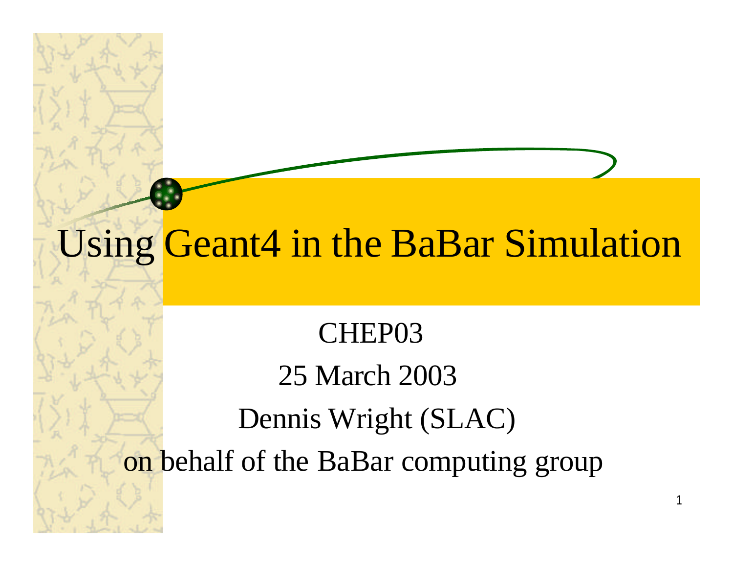# Using Geant4 in the BaBar Simulation

CHEP03

25 March 2003

Dennis Wright (SLAC)

on behalf of the BaBar computing group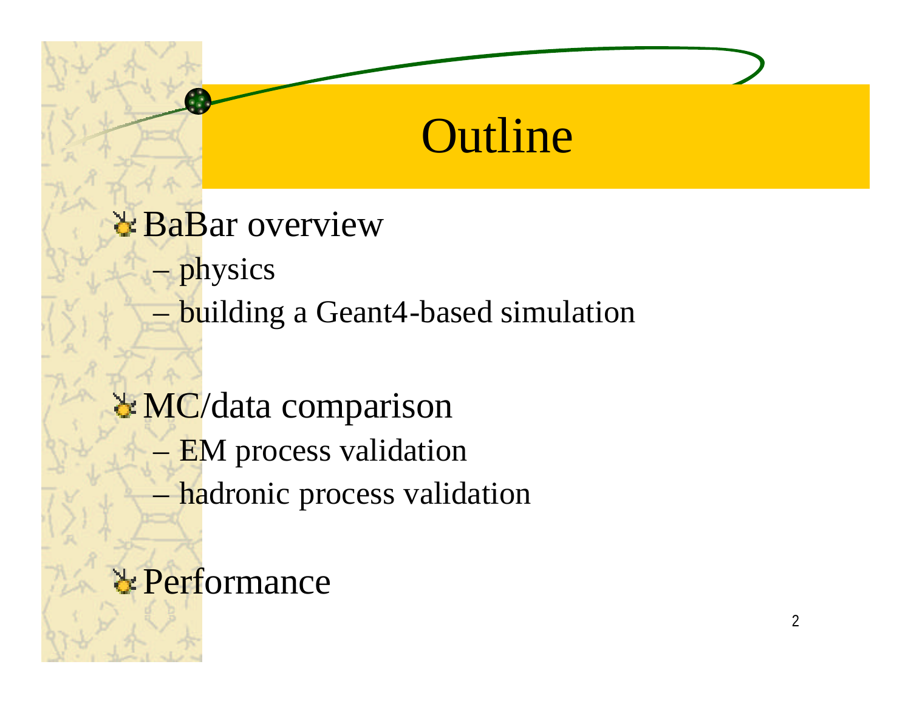# Outline

- BaBar overview
  - physics
  - building a Geant4-based simulation
- MC/data comparison
  - EM process validation
  - hadronic process validation
- Performance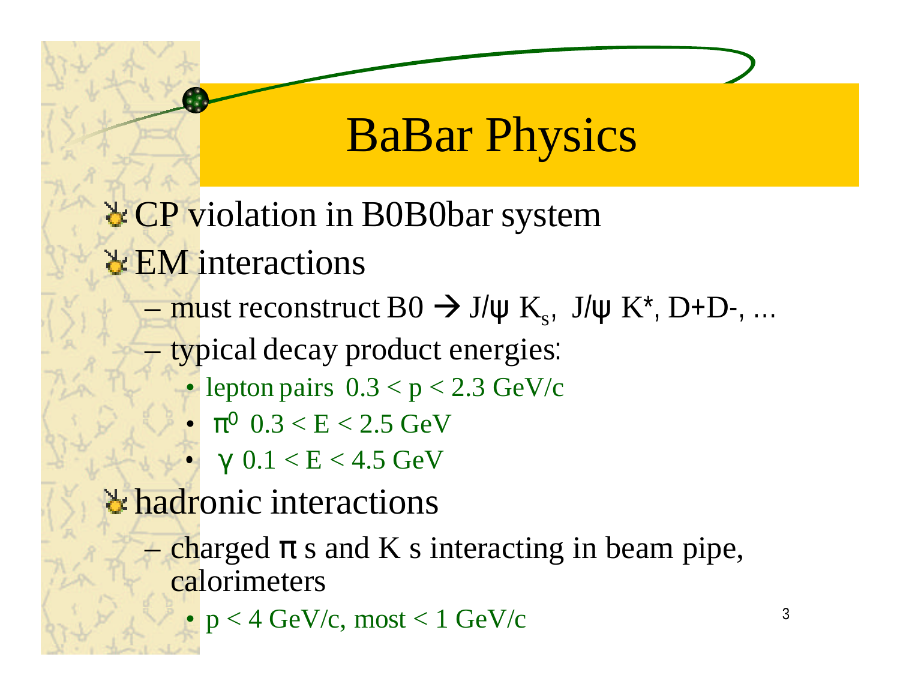# BaBar Physics

- CP violation in B0B0bar system
- EM interactions
  - must reconstruct B0 → J/ψ $K_s$, J/ψ K*, D+D-, ...
  - typical decay product energies:
    - lepton pairs $0.3 < p < 2.3$ GeV/c
    - $\pi^0$ $0.3 < E < 2.5$ GeV
    - $\gamma$ $0.1 < E < 4.5$ GeV
- hadronic interactions
  - charged π s and K s interacting in beam pipe, calorimeters
    - $p < 4$ GeV/c, most $< 1$ GeV/c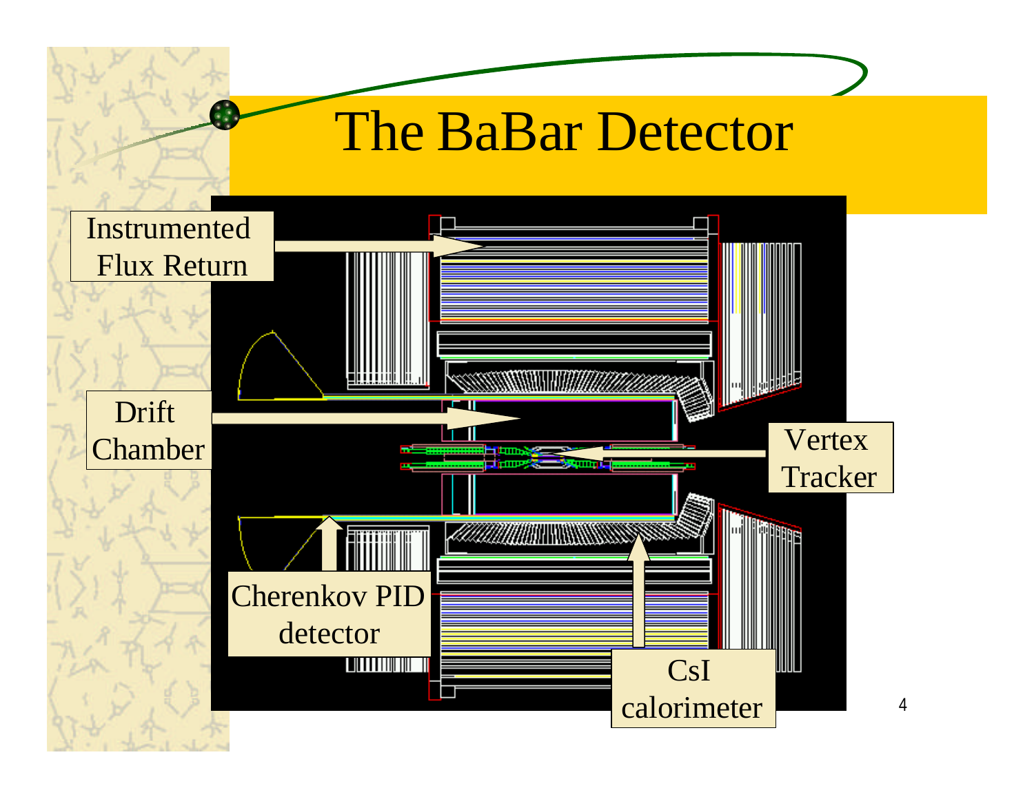# The BaBar Detector

Instrumented Flux Return

Drift Chamber

Vertex Tracker

Cherenkov PID detector

CsI calorimeter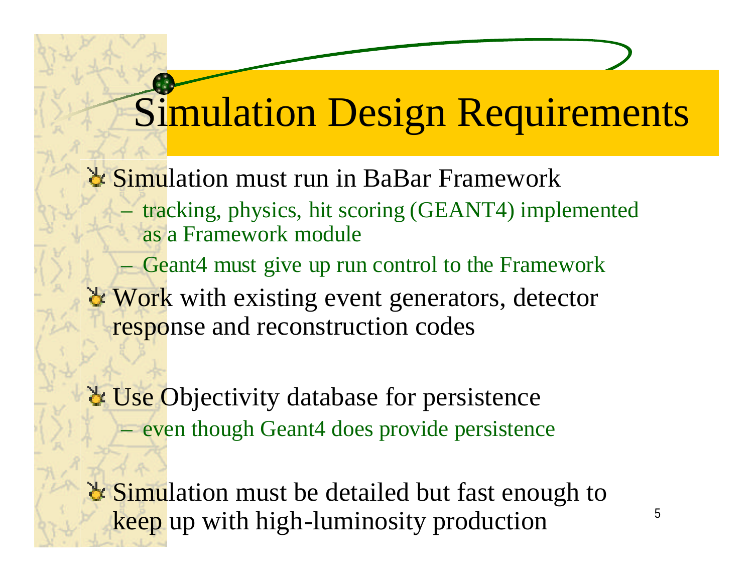# Simulation Design Requirements

- Simulation must run in BaBar Framework
  - tracking, physics, hit scoring (GEANT4) implemented as a Framework module
  - Geant4 must give up run control to the Framework
- Work with existing event generators, detector response and reconstruction codes
- Use Objectivity database for persistence
  - even though Geant4 does provide persistence
- Simulation must be detailed but fast enough to keep up with high-luminosity production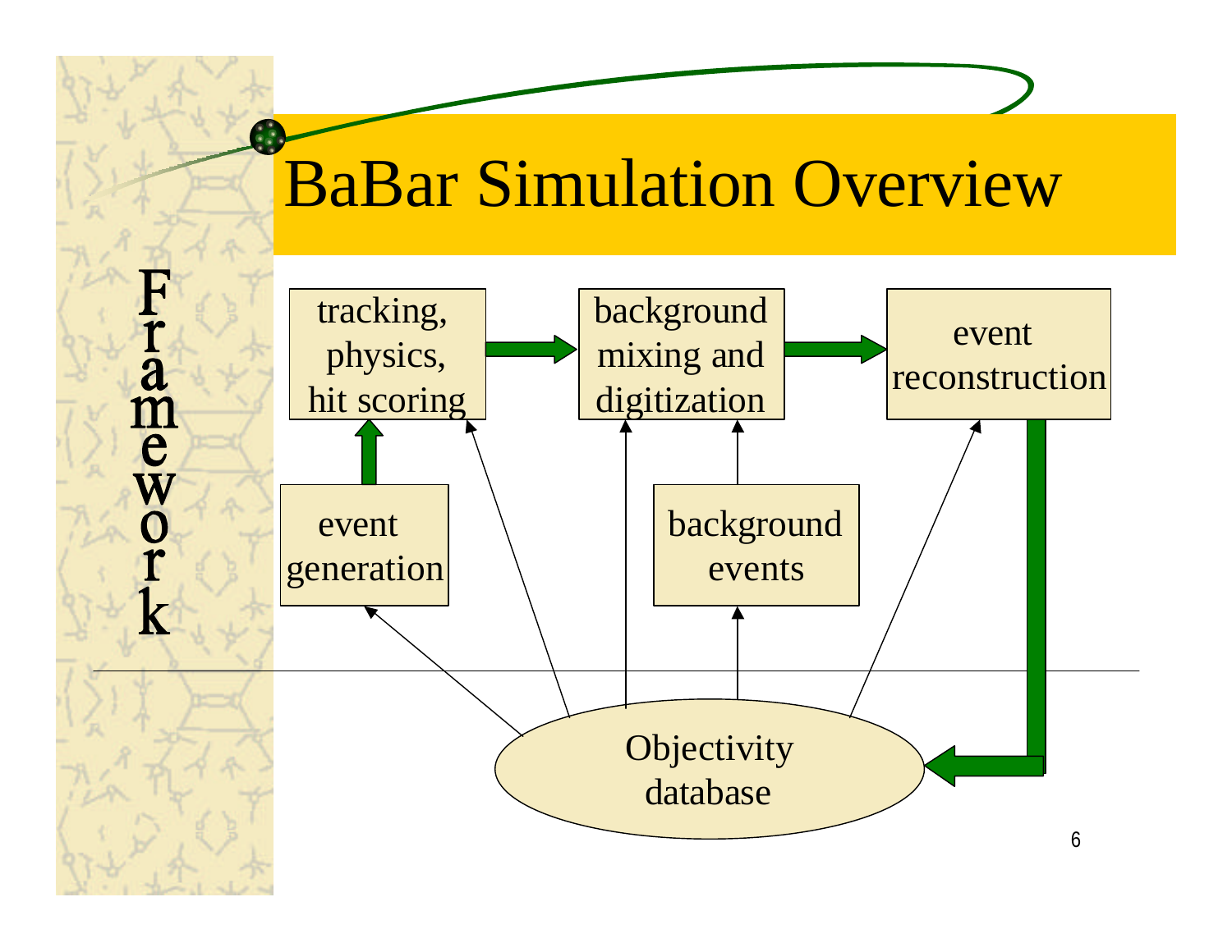# BaBar Simulation Overview

Framework

tracking, physics, hit scoring

background mixing and digitization

event reconstruction

event generation

background events

Objectivity database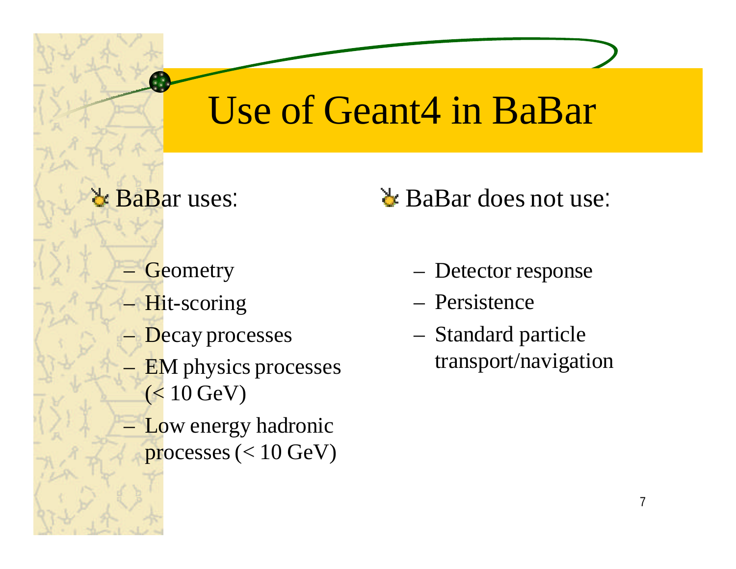# Use of Geant4 in BaBar

- BaBar uses:
  - Geometry
  - Hit-scoring
  - Decay processes
  - EM physics processes (< 10 GeV)
  - Low energy hadronic processes (< 10 GeV)

- BaBar does not use:
  - Detector response
  - Persistence
  - Standard particle transport/navigation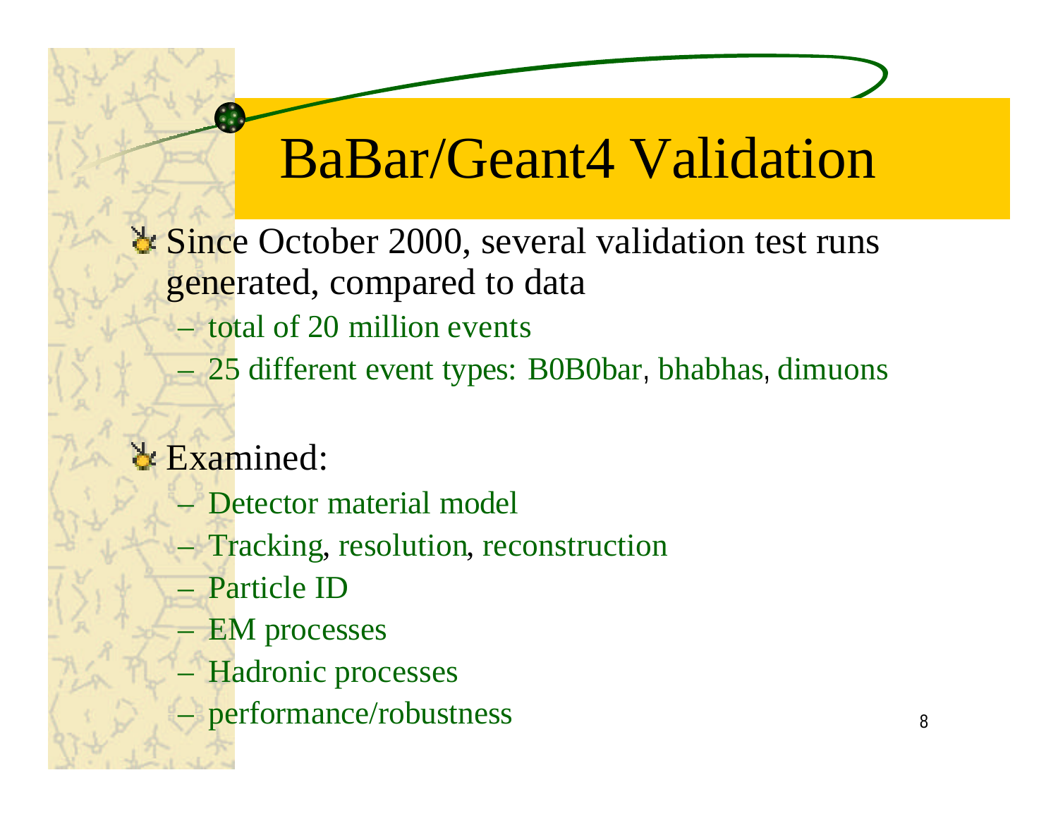# BaBar/Geant4 Validation

- Since October 2000, several validation test runs generated, compared to data
  - total of 20 million events
  - 25 different event types: B0B0bar, bhabhas, dimuons
- Examined:
  - Detector material model
  - Tracking, resolution, reconstruction
  - Particle ID
  - EM processes
  - Hadronic processes
  - performance/robustness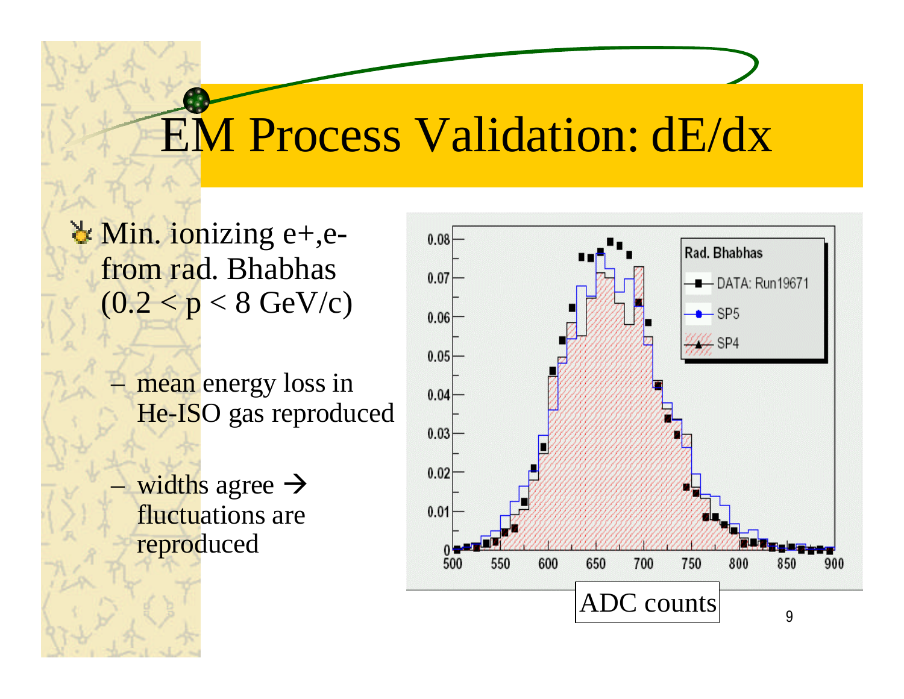# EM Process Validation: dE/dx

- Min. ionizing e+,e- from rad. Bhabhas ($0.2 < p < 8$ GeV/c)
  - mean energy loss in He-ISO gas reproduced
  - widths agree → fluctuations are reproduced

ADC counts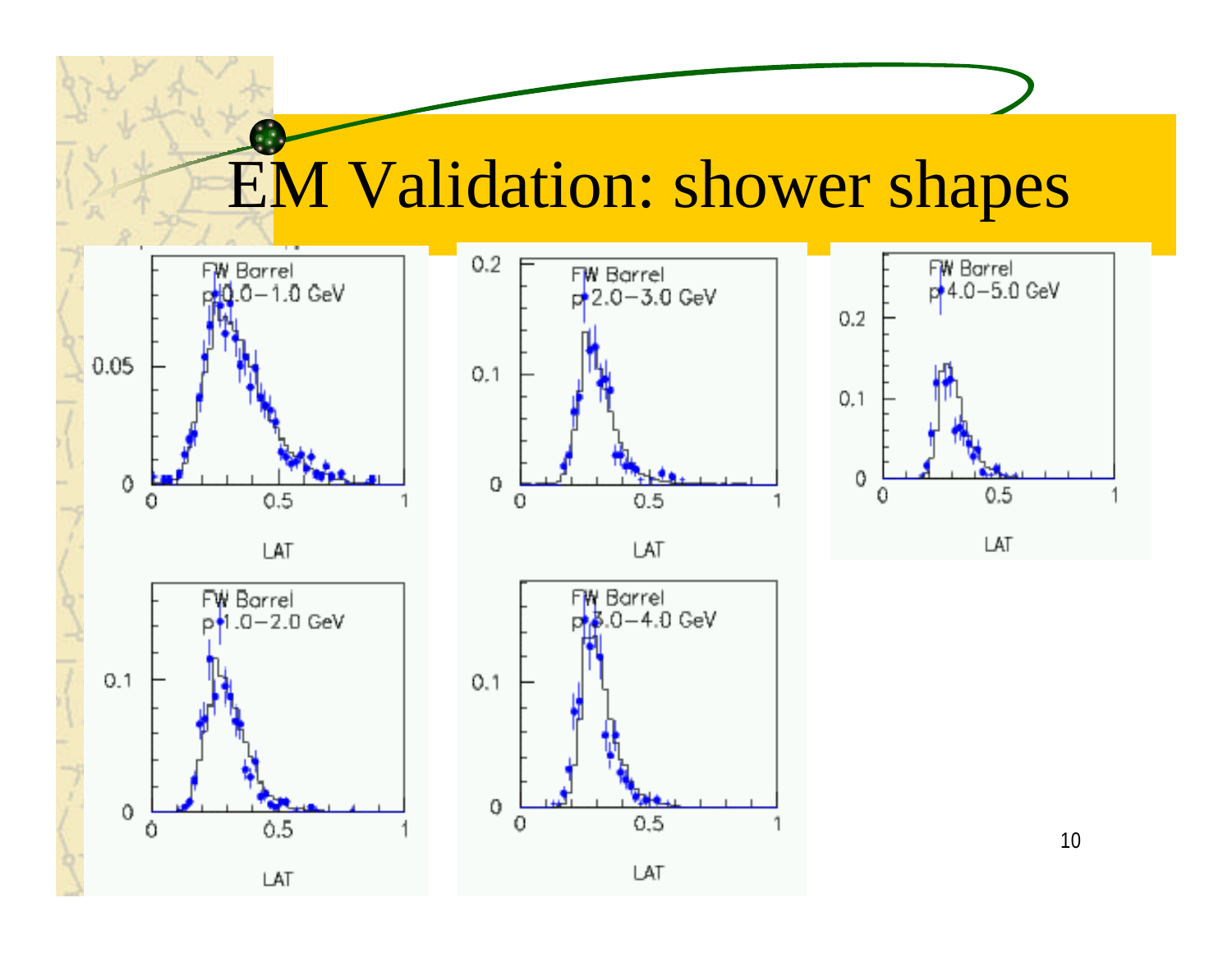# EM Validation: shower shapes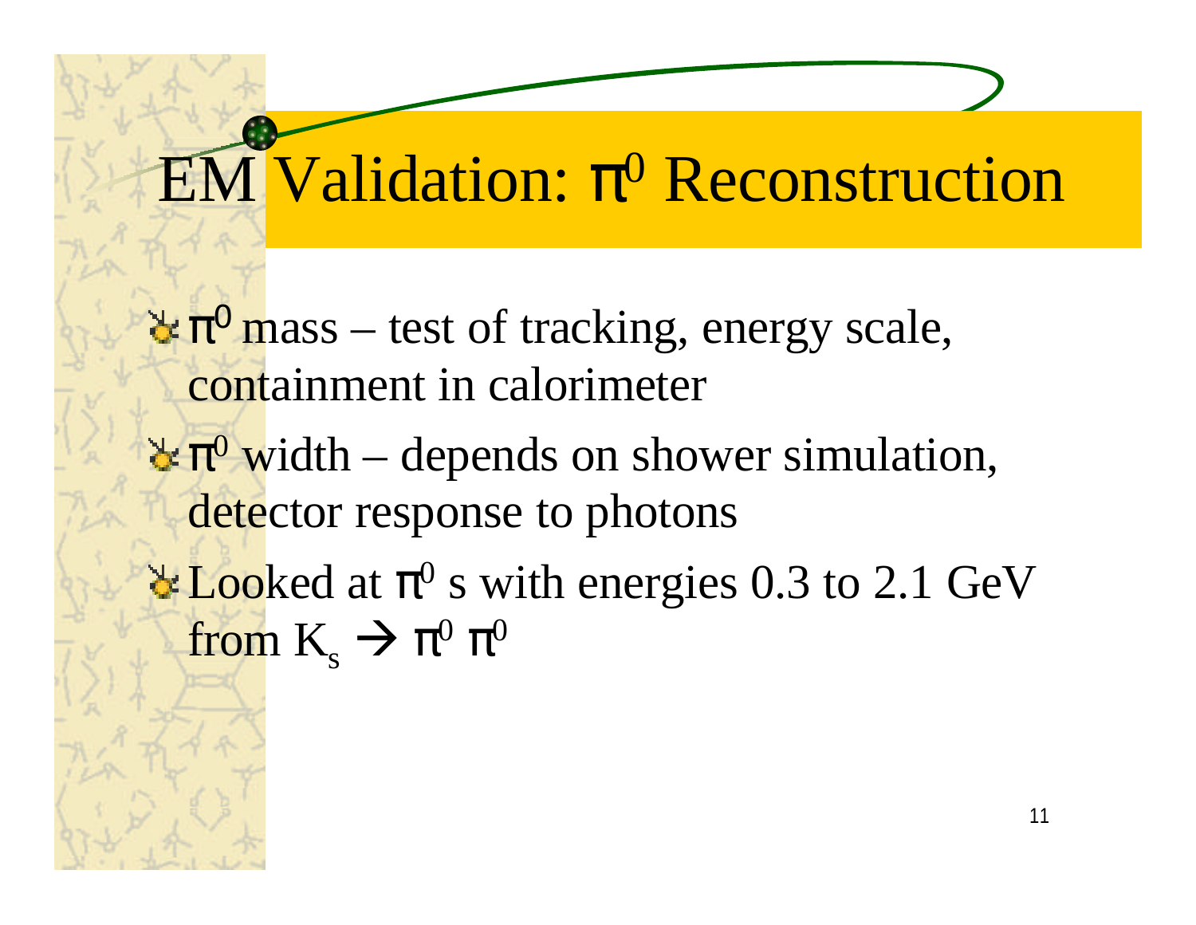# EM Validation: $\pi^0$ Reconstruction

- $\pi^0$ mass – test of tracking, energy scale, containment in calorimeter
- $\pi^0$ width – depends on shower simulation, detector response to photons
- Looked at $\pi^0$ s with energies 0.3 to 2.1 GeV from $K_s \rightarrow \pi^0 \pi^0$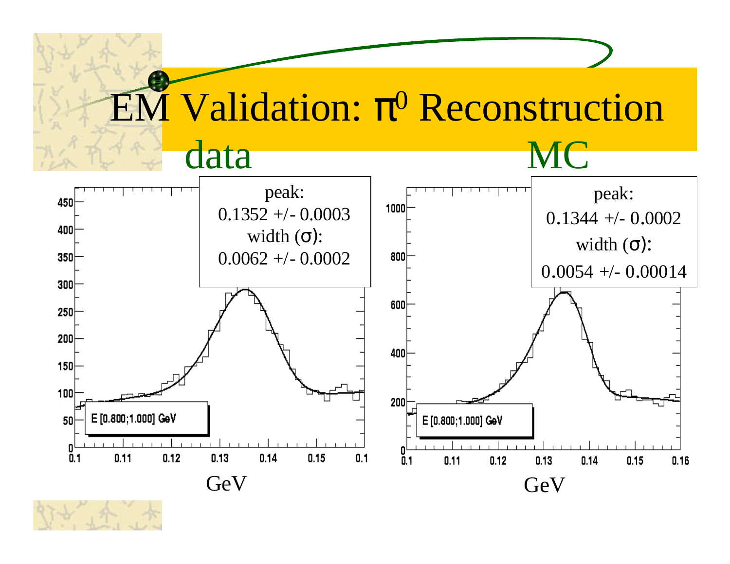# EM Validation: $\pi^0$ Reconstruction

**data**

peak: 0.1352 +/- 0.0003

width ($\sigma$): 0.0062 +/- 0.0002

E [0.800;1.000] GeV

GeV

**MC**

peak: 0.1344 +/- 0.0002

width ($\sigma$): 0.0054 +/- 0.00014

E [0.800;1.000] GeV

GeV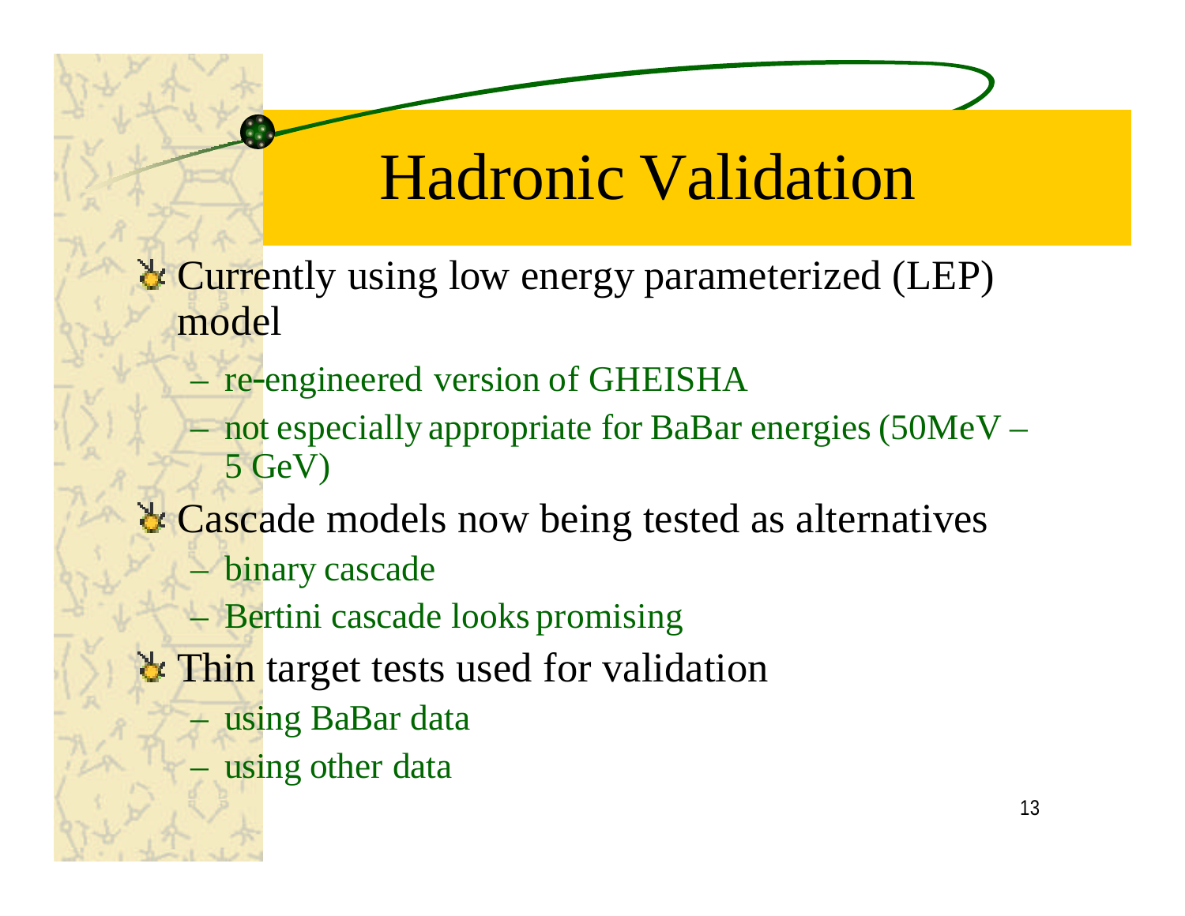# Hadronic Validation

- Currently using low energy parameterized (LEP) model
  - re-engineered version of GHEISHA
  - not especially appropriate for BaBar energies (50MeV – 5 GeV)
- Cascade models now being tested as alternatives
  - binary cascade
  - Bertini cascade looks promising
- Thin target tests used for validation
  - using BaBar data
  - using other data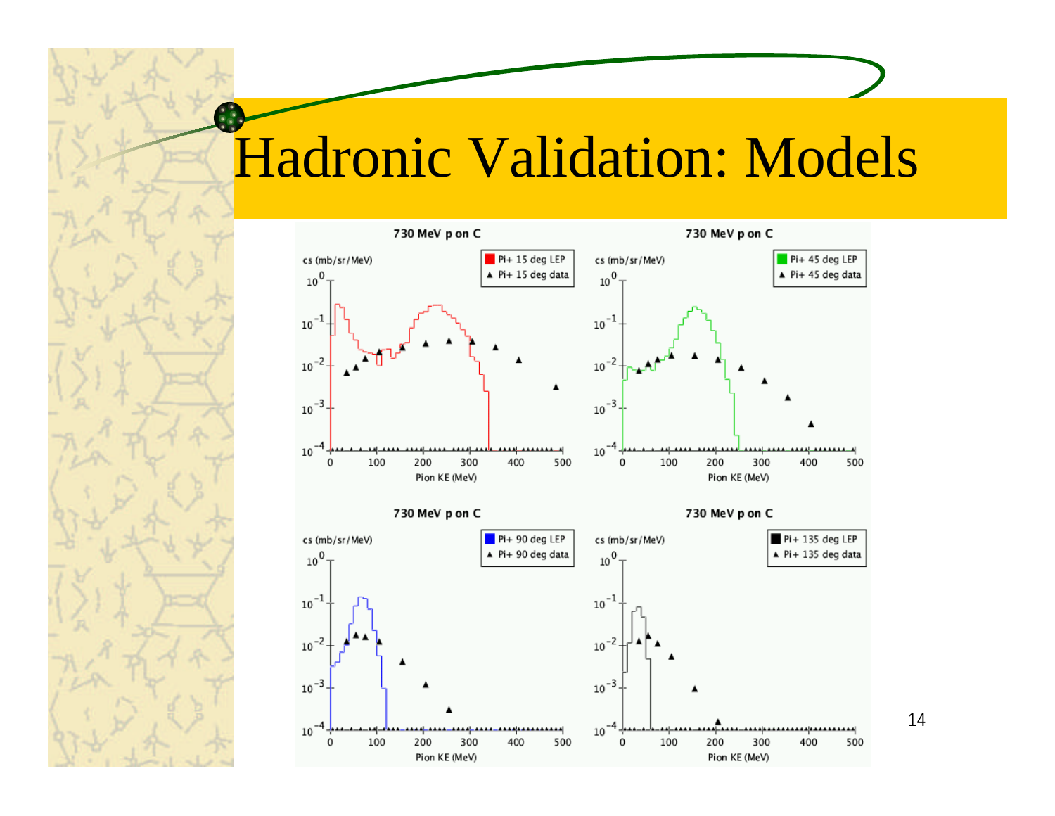# Hadronic Validation: Models

730 MeV p on C

cs (mb/sr/MeV)

Pi+ 15 deg LEP
Pi+ 15 deg data

Pion KE (MeV)

730 MeV p on C

cs (mb/sr/MeV)

Pi+ 45 deg LEP
Pi+ 45 deg data

Pion KE (MeV)

730 MeV p on C

cs (mb/sr/MeV)

Pi+ 90 deg LEP
Pi+ 90 deg data

Pion KE (MeV)

730 MeV p on C

cs (mb/sr/MeV)

Pi+ 135 deg LEP
Pi+ 135 deg data

Pion KE (MeV)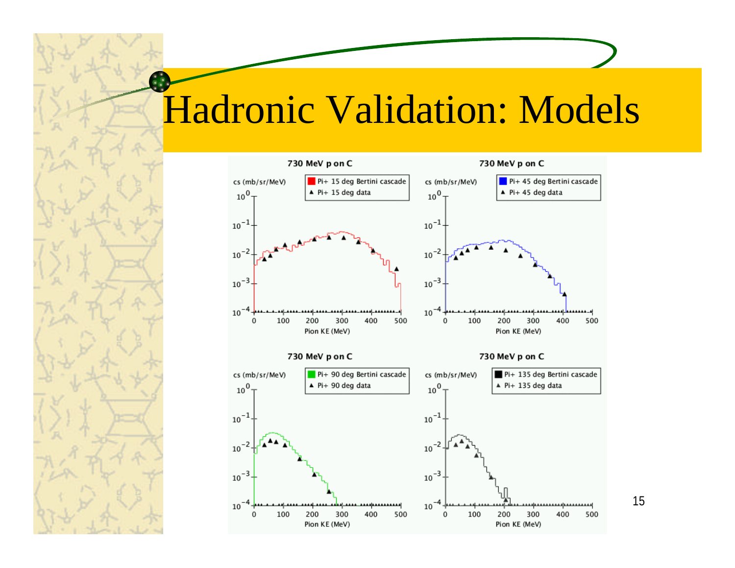# Hadronic Validation: Models

730 MeV p on C

cs (mb/sr/MeV)

Pi+ 15 deg Bertini cascade

▲ Pi+ 15 deg data

Pion KE (MeV)

730 MeV p on C

cs (mb/sr/MeV)

Pi+ 45 deg Bertini cascade

▲ Pi+ 45 deg data

Pion KE (MeV)

730 MeV p on C

cs (mb/sr/MeV)

Pi+ 90 deg Bertini cascade

▲ Pi+ 90 deg data

Pion KE (MeV)

730 MeV p on C

cs (mb/sr/MeV)

Pi+ 135 deg Bertini cascade

▲ Pi+ 135 deg data

Pion KE (MeV)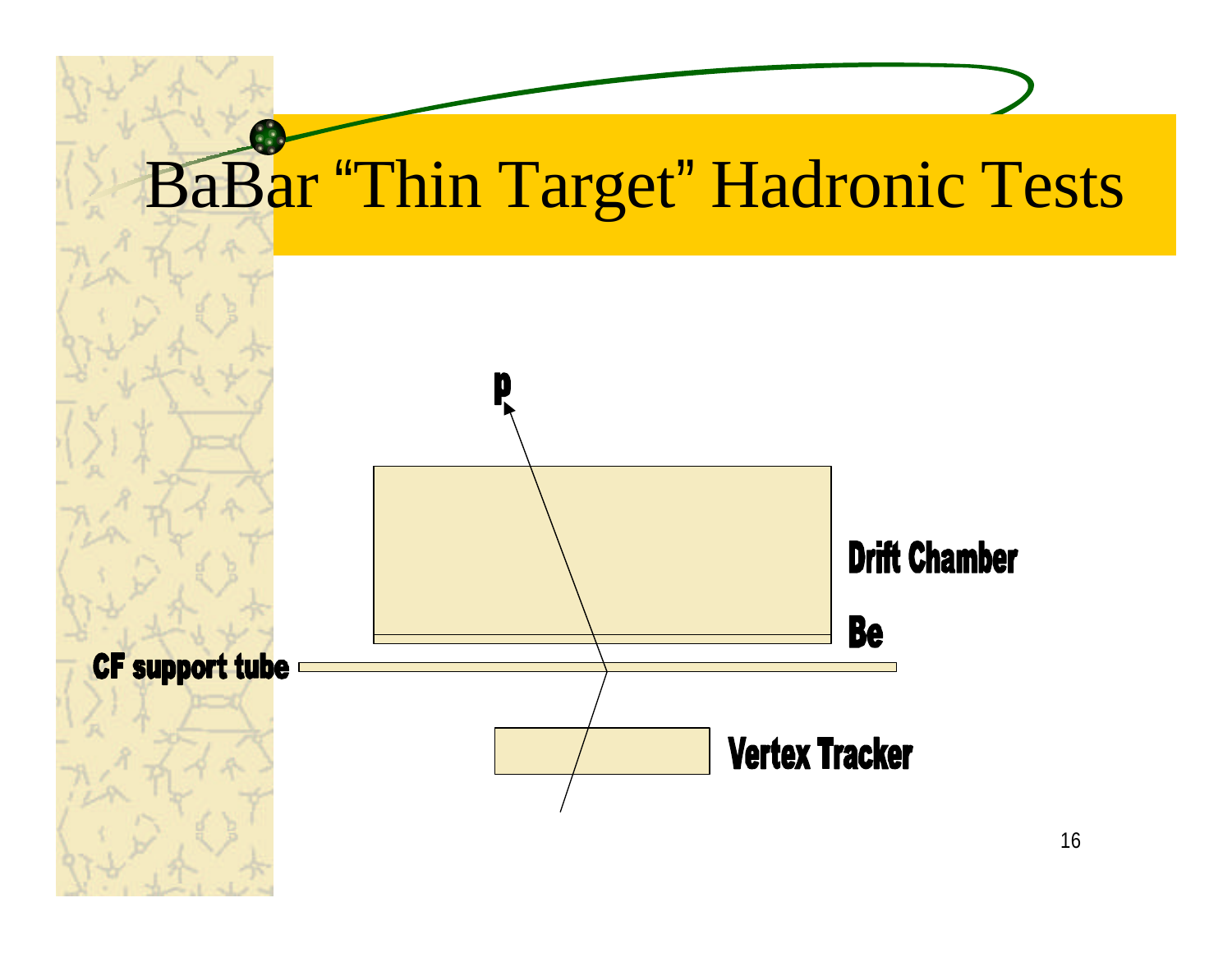# BaBar "Thin Target" Hadronic Tests

p

Drift Chamber

Be

CF support tube

Vertex Tracker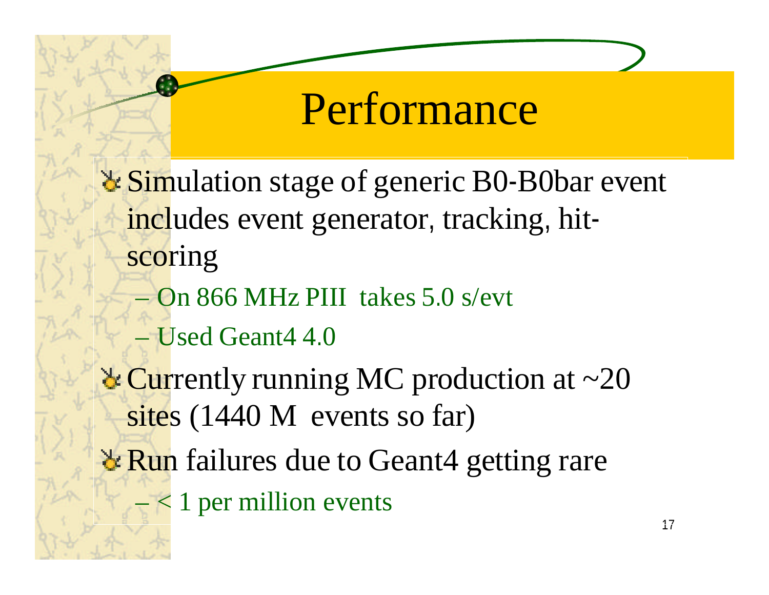# Performance

- Simulation stage of generic B0-B0bar event includes event generator, tracking, hit-scoring
  - On 866 MHz PIII takes 5.0 s/evt
  - Used Geant4 4.0
- Currently running MC production at ~20 sites (1440 M events so far)
- Run failures due to Geant4 getting rare
  - < 1 per million events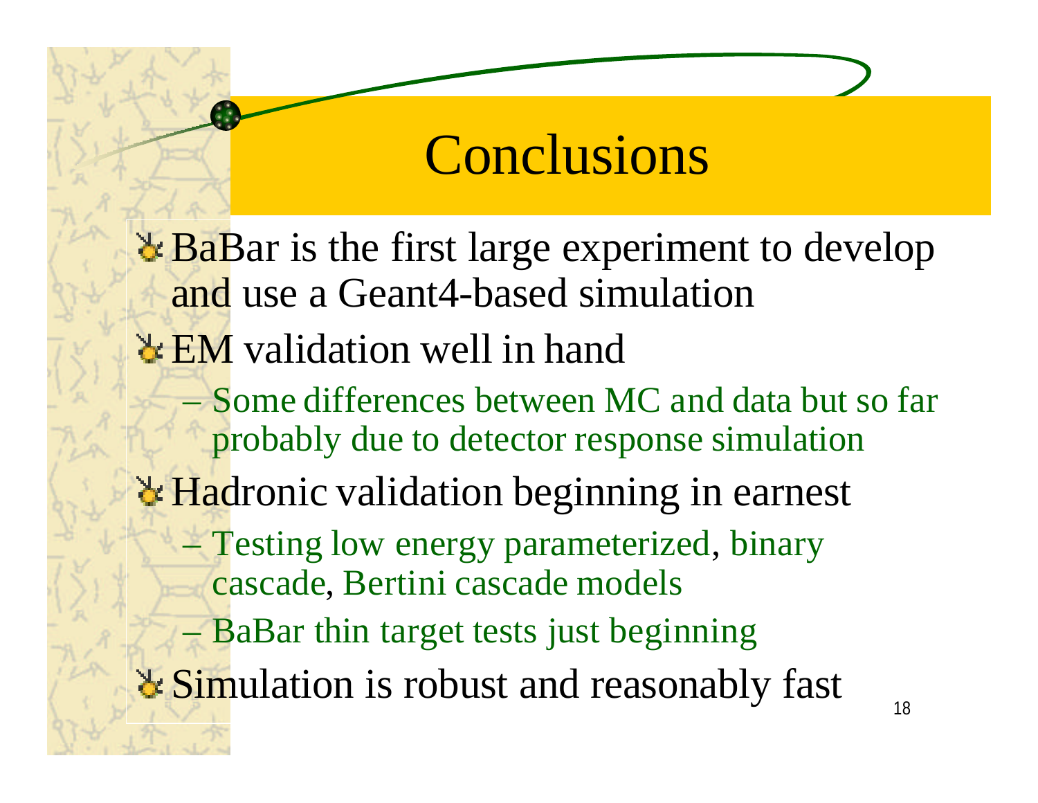# Conclusions

- BaBar is the first large experiment to develop and use a Geant4-based simulation
- EM validation well in hand
  - Some differences between MC and data but so far probably due to detector response simulation
- Hadronic validation beginning in earnest
  - Testing low energy parameterized, binary cascade, Bertini cascade models
  - BaBar thin target tests just beginning
- Simulation is robust and reasonably fast